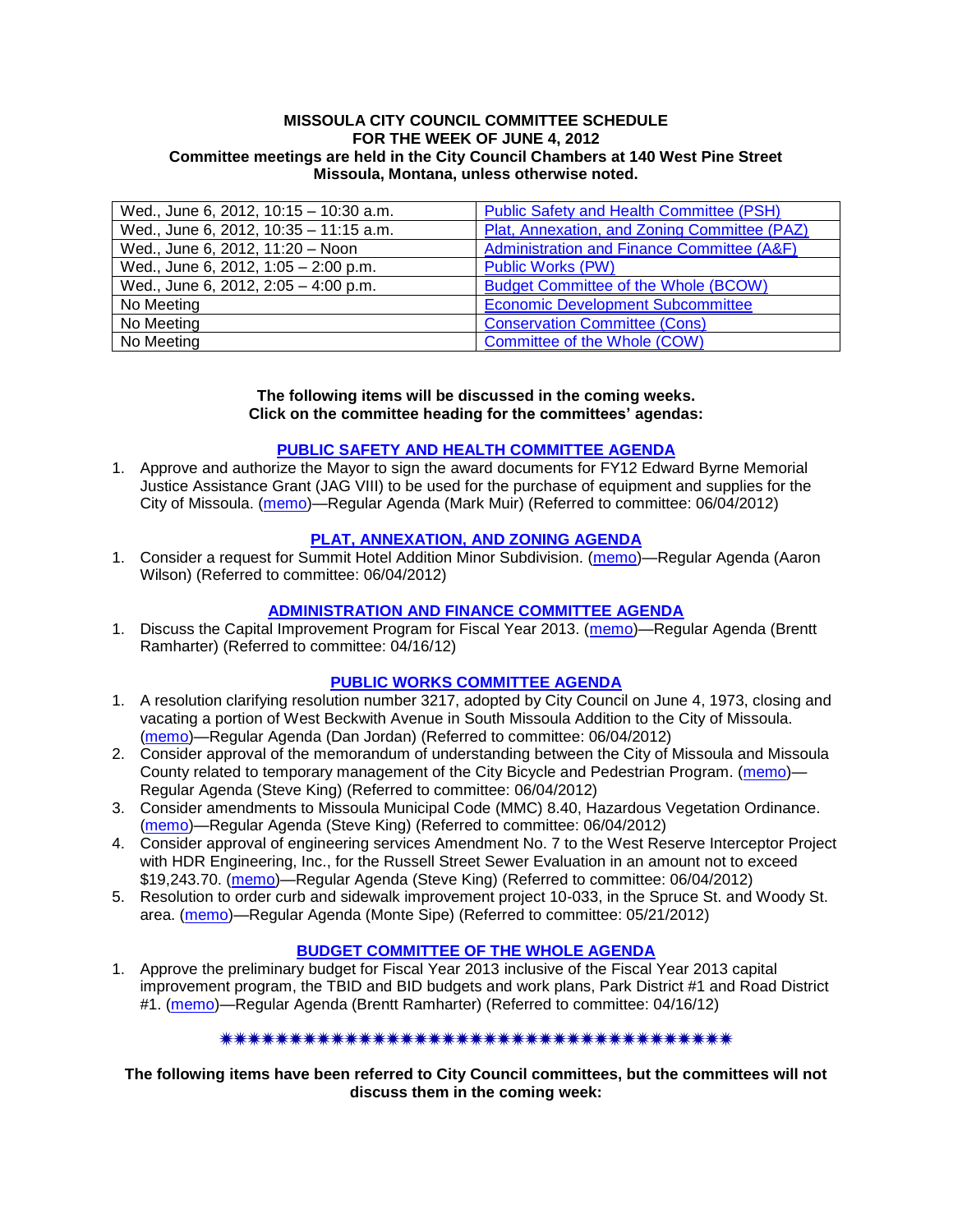**MISSOULA CITY COUNCIL COMMITTEE SCHEDULE**
**FOR THE WEEK OF JUNE 4, 2012**
**Committee meetings are held in the City Council Chambers at 140 West Pine Street Missoula, Montana, unless otherwise noted.**

| | |
|---|---|
| Wed., June 6, 2012, 10:15 – 10:30 a.m. | Public Safety and Health Committee (PSH) |
| Wed., June 6, 2012, 10:35 – 11:15 a.m. | Plat, Annexation, and Zoning Committee (PAZ) |
| Wed., June 6, 2012, 11:20 – Noon | Administration and Finance Committee (A&F) |
| Wed., June 6, 2012, 1:05 – 2:00 p.m. | Public Works (PW) |
| Wed., June 6, 2012, 2:05 – 4:00 p.m. | Budget Committee of the Whole (BCOW) |
| No Meeting | Economic Development Subcommittee |
| No Meeting | Conservation Committee (Cons) |
| No Meeting | Committee of the Whole (COW) |

**The following items will be discussed in the coming weeks.**
**Click on the committee heading for the committees' agendas:**

**PUBLIC SAFETY AND HEALTH COMMITTEE AGENDA**

1. Approve and authorize the Mayor to sign the award documents for FY12 Edward Byrne Memorial Justice Assistance Grant (JAG VIII) to be used for the purchase of equipment and supplies for the City of Missoula. (memo)—Regular Agenda (Mark Muir) (Referred to committee: 06/04/2012)

**PLAT, ANNEXATION, AND ZONING AGENDA**

1. Consider a request for Summit Hotel Addition Minor Subdivision. (memo)—Regular Agenda (Aaron Wilson) (Referred to committee: 06/04/2012)

**ADMINISTRATION AND FINANCE COMMITTEE AGENDA**

1. Discuss the Capital Improvement Program for Fiscal Year 2013. (memo)—Regular Agenda (Brentt Ramharter) (Referred to committee: 04/16/12)

**PUBLIC WORKS COMMITTEE AGENDA**

1. A resolution clarifying resolution number 3217, adopted by City Council on June 4, 1973, closing and vacating a portion of West Beckwith Avenue in South Missoula Addition to the City of Missoula. (memo)—Regular Agenda (Dan Jordan) (Referred to committee: 06/04/2012)
2. Consider approval of the memorandum of understanding between the City of Missoula and Missoula County related to temporary management of the City Bicycle and Pedestrian Program. (memo)—Regular Agenda (Steve King) (Referred to committee: 06/04/2012)
3. Consider amendments to Missoula Municipal Code (MMC) 8.40, Hazardous Vegetation Ordinance. (memo)—Regular Agenda (Steve King) (Referred to committee: 06/04/2012)
4. Consider approval of engineering services Amendment No. 7 to the West Reserve Interceptor Project with HDR Engineering, Inc., for the Russell Street Sewer Evaluation in an amount not to exceed $19,243.70. (memo)—Regular Agenda (Steve King) (Referred to committee: 06/04/2012)
5. Resolution to order curb and sidewalk improvement project 10-033, in the Spruce St. and Woody St. area. (memo)—Regular Agenda (Monte Sipe) (Referred to committee: 05/21/2012)

**BUDGET COMMITTEE OF THE WHOLE AGENDA**

1. Approve the preliminary budget for Fiscal Year 2013 inclusive of the Fiscal Year 2013 capital improvement program, the TBID and BID budgets and work plans, Park District #1 and Road District #1. (memo)—Regular Agenda (Brentt Ramharter) (Referred to committee: 04/16/12)

✷✷✷✷✷✷✷✷✷✷✷✷✷✷✷✷✷✷✷✷✷✷✷✷✷✷✷✷✷✷✷✷✷✷✷✷✷✷

**The following items have been referred to City Council committees, but the committees will not discuss them in the coming week:**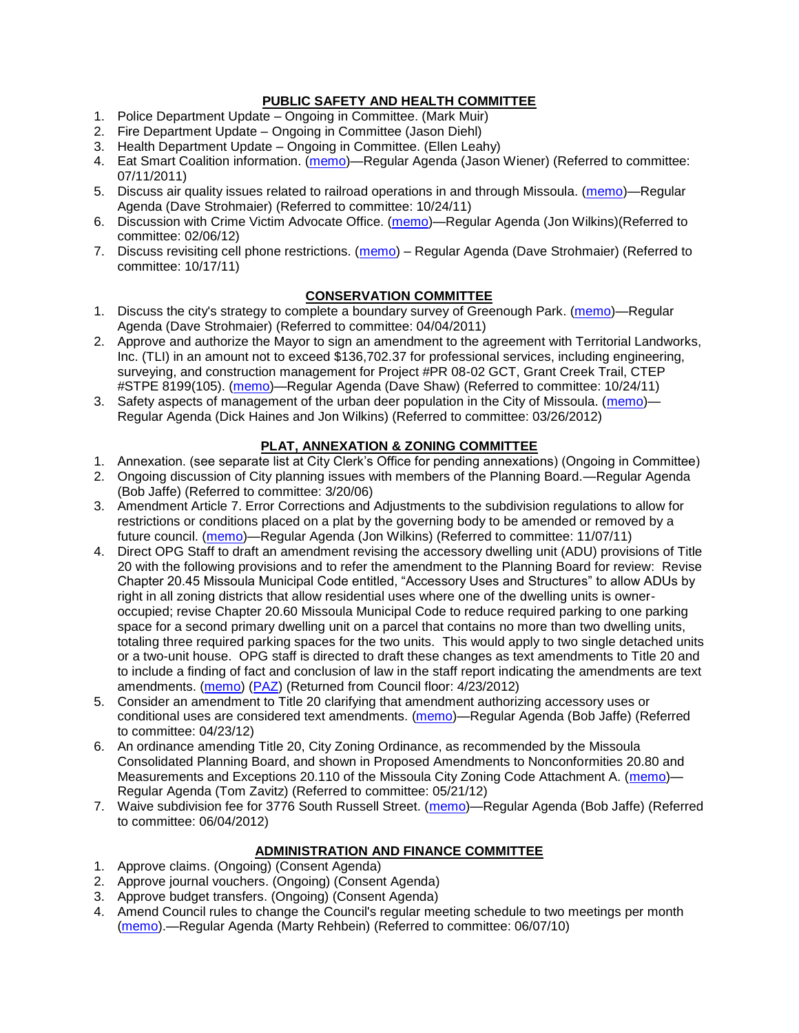## PUBLIC SAFETY AND HEALTH COMMITTEE

1. Police Department Update – Ongoing in Committee. (Mark Muir)
2. Fire Department Update – Ongoing in Committee (Jason Diehl)
3. Health Department Update – Ongoing in Committee. (Ellen Leahy)
4. Eat Smart Coalition information. (memo)—Regular Agenda (Jason Wiener) (Referred to committee: 07/11/2011)
5. Discuss air quality issues related to railroad operations in and through Missoula. (memo)—Regular Agenda (Dave Strohmaier) (Referred to committee: 10/24/11)
6. Discussion with Crime Victim Advocate Office. (memo)—Regular Agenda (Jon Wilkins)(Referred to committee: 02/06/12)
7. Discuss revisiting cell phone restrictions. (memo) – Regular Agenda (Dave Strohmaier) (Referred to committee: 10/17/11)

## CONSERVATION COMMITTEE

1. Discuss the city's strategy to complete a boundary survey of Greenough Park. (memo)—Regular Agenda (Dave Strohmaier) (Referred to committee: 04/04/2011)
2. Approve and authorize the Mayor to sign an amendment to the agreement with Territorial Landworks, Inc. (TLI) in an amount not to exceed $136,702.37 for professional services, including engineering, surveying, and construction management for Project #PR 08-02 GCT, Grant Creek Trail, CTEP #STPE 8199(105). (memo)—Regular Agenda (Dave Shaw) (Referred to committee: 10/24/11)
3. Safety aspects of management of the urban deer population in the City of Missoula. (memo)—Regular Agenda (Dick Haines and Jon Wilkins) (Referred to committee: 03/26/2012)

## PLAT, ANNEXATION & ZONING COMMITTEE

1. Annexation. (see separate list at City Clerk's Office for pending annexations) (Ongoing in Committee)
2. Ongoing discussion of City planning issues with members of the Planning Board.—Regular Agenda (Bob Jaffe) (Referred to committee: 3/20/06)
3. Amendment Article 7. Error Corrections and Adjustments to the subdivision regulations to allow for restrictions or conditions placed on a plat by the governing body to be amended or removed by a future council. (memo)—Regular Agenda (Jon Wilkins) (Referred to committee: 11/07/11)
4. Direct OPG Staff to draft an amendment revising the accessory dwelling unit (ADU) provisions of Title 20 with the following provisions and to refer the amendment to the Planning Board for review: Revise Chapter 20.45 Missoula Municipal Code entitled, "Accessory Uses and Structures" to allow ADUs by right in all zoning districts that allow residential uses where one of the dwelling units is owner-occupied; revise Chapter 20.60 Missoula Municipal Code to reduce required parking to one parking space for a second primary dwelling unit on a parcel that contains no more than two dwelling units, totaling three required parking spaces for the two units. This would apply to two single detached units or a two-unit house. OPG staff is directed to draft these changes as text amendments to Title 20 and to include a finding of fact and conclusion of law in the staff report indicating the amendments are text amendments. (memo) (PAZ) (Returned from Council floor: 4/23/2012)
5. Consider an amendment to Title 20 clarifying that amendment authorizing accessory uses or conditional uses are considered text amendments. (memo)—Regular Agenda (Bob Jaffe) (Referred to committee: 04/23/12)
6. An ordinance amending Title 20, City Zoning Ordinance, as recommended by the Missoula Consolidated Planning Board, and shown in Proposed Amendments to Nonconformities 20.80 and Measurements and Exceptions 20.110 of the Missoula City Zoning Code Attachment A. (memo)—Regular Agenda (Tom Zavitz) (Referred to committee: 05/21/12)
7. Waive subdivision fee for 3776 South Russell Street. (memo)—Regular Agenda (Bob Jaffe) (Referred to committee: 06/04/2012)

## ADMINISTRATION AND FINANCE COMMITTEE

1. Approve claims. (Ongoing) (Consent Agenda)
2. Approve journal vouchers. (Ongoing) (Consent Agenda)
3. Approve budget transfers. (Ongoing) (Consent Agenda)
4. Amend Council rules to change the Council's regular meeting schedule to two meetings per month (memo).—Regular Agenda (Marty Rehbein) (Referred to committee: 06/07/10)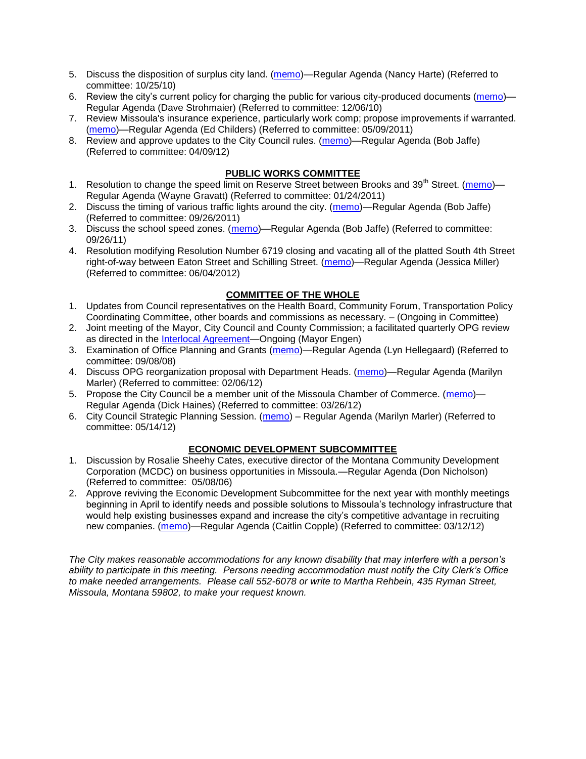5. Discuss the disposition of surplus city land. (memo)—Regular Agenda (Nancy Harte) (Referred to committee: 10/25/10)
6. Review the city's current policy for charging the public for various city-produced documents (memo)—Regular Agenda (Dave Strohmaier) (Referred to committee: 12/06/10)
7. Review Missoula's insurance experience, particularly work comp; propose improvements if warranted. (memo)—Regular Agenda (Ed Childers) (Referred to committee: 05/09/2011)
8. Review and approve updates to the City Council rules. (memo)—Regular Agenda (Bob Jaffe) (Referred to committee: 04/09/12)

## PUBLIC WORKS COMMITTEE

1. Resolution to change the speed limit on Reserve Street between Brooks and 39th Street. (memo)—Regular Agenda (Wayne Gravatt) (Referred to committee: 01/24/2011)
2. Discuss the timing of various traffic lights around the city. (memo)—Regular Agenda (Bob Jaffe) (Referred to committee: 09/26/2011)
3. Discuss the school speed zones. (memo)—Regular Agenda (Bob Jaffe) (Referred to committee: 09/26/11)
4. Resolution modifying Resolution Number 6719 closing and vacating all of the platted South 4th Street right-of-way between Eaton Street and Schilling Street. (memo)—Regular Agenda (Jessica Miller) (Referred to committee: 06/04/2012)

## COMMITTEE OF THE WHOLE

1. Updates from Council representatives on the Health Board, Community Forum, Transportation Policy Coordinating Committee, other boards and commissions as necessary. – (Ongoing in Committee)
2. Joint meeting of the Mayor, City Council and County Commission; a facilitated quarterly OPG review as directed in the Interlocal Agreement—Ongoing (Mayor Engen)
3. Examination of Office Planning and Grants (memo)—Regular Agenda (Lyn Hellegaard) (Referred to committee: 09/08/08)
4. Discuss OPG reorganization proposal with Department Heads. (memo)—Regular Agenda (Marilyn Marler) (Referred to committee: 02/06/12)
5. Propose the City Council be a member unit of the Missoula Chamber of Commerce. (memo)—Regular Agenda (Dick Haines) (Referred to committee: 03/26/12)
6. City Council Strategic Planning Session. (memo) – Regular Agenda (Marilyn Marler) (Referred to committee: 05/14/12)

## ECONOMIC DEVELOPMENT SUBCOMMITTEE

1. Discussion by Rosalie Sheehy Cates, executive director of the Montana Community Development Corporation (MCDC) on business opportunities in Missoula.—Regular Agenda (Don Nicholson) (Referred to committee: 05/08/06)
2. Approve reviving the Economic Development Subcommittee for the next year with monthly meetings beginning in April to identify needs and possible solutions to Missoula's technology infrastructure that would help existing businesses expand and increase the city's competitive advantage in recruiting new companies. (memo)—Regular Agenda (Caitlin Copple) (Referred to committee: 03/12/12)

*The City makes reasonable accommodations for any known disability that may interfere with a person's ability to participate in this meeting. Persons needing accommodation must notify the City Clerk's Office to make needed arrangements. Please call 552-6078 or write to Martha Rehbein, 435 Ryman Street, Missoula, Montana 59802, to make your request known.*